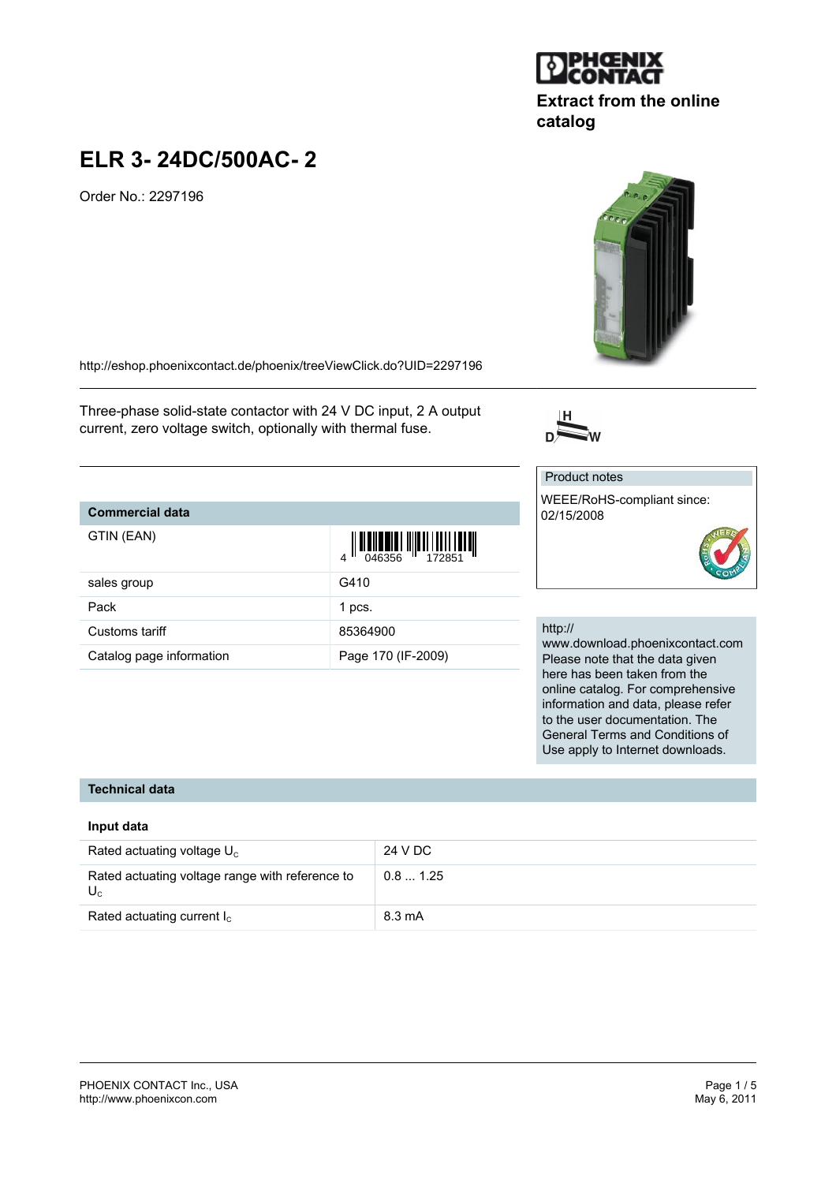Extract from the online catalog

# ELR 3- 24DC/500AC- 2

Order No.: 2297196

http://eshop.phoenixcontact.de/phoenix/treeViewClick.do?UID=2297196

Three-phase solid-state contactor with 24 V DC input, 2 A output current, zero voltage switch, optionally with thermal fuse.

Product notes

WEEE/RoHS-compliant since: 02/15/2008

| Commercial data | |
|---|---|
| GTIN (EAN) | 4 046356 172851 |
| sales group | G410 |
| Pack | 1 pcs. |
| Customs tariff | 85364900 |
| Catalog page information | Page 170 (IF-2009) |

http://www.download.phoenixcontact.com
Please note that the data given here has been taken from the online catalog. For comprehensive information and data, please refer to the user documentation. The General Terms and Conditions of Use apply to Internet downloads.

## Technical data

### Input data

| | |
|---|---|
| Rated actuating voltage $U_C$ | 24 V DC |
| Rated actuating voltage range with reference to $U_C$ | 0.8 ... 1.25 |
| Rated actuating current $I_C$ | 8.3 mA |

PHOENIX CONTACT Inc., USA
http://www.phoenixcon.com

May 6, 2011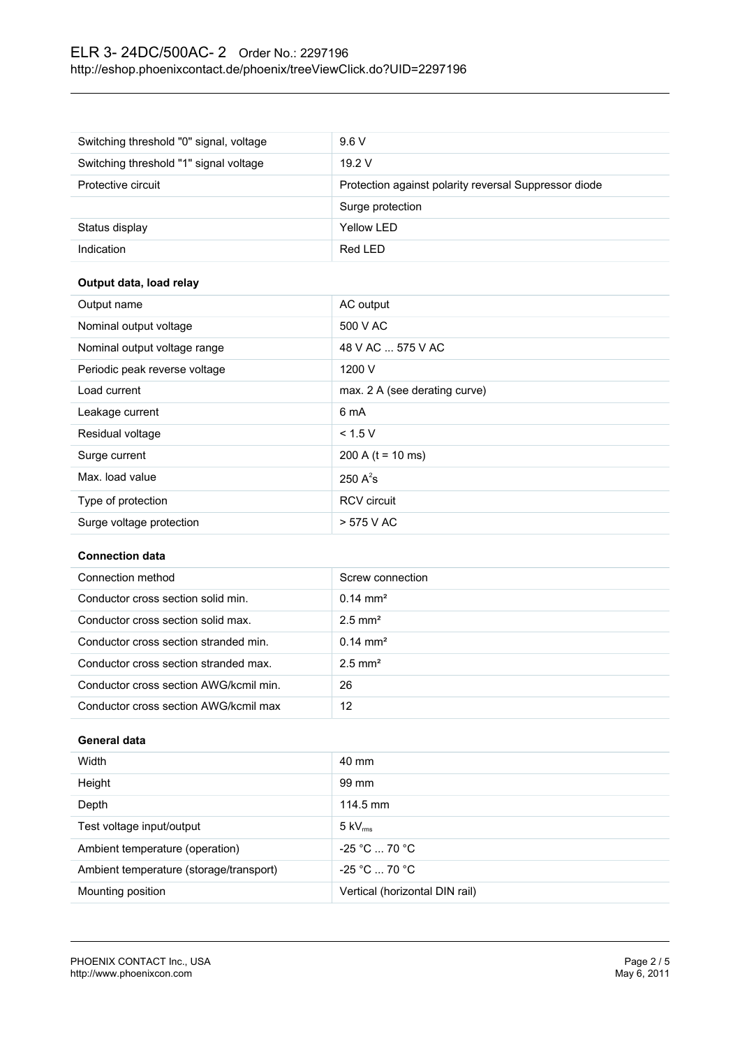| | |
|---|---|
| Switching threshold "0" signal, voltage | 9.6 V |
| Switching threshold "1" signal voltage | 19.2 V |
| Protective circuit | Protection against polarity reversal Suppressor diode |
| | Surge protection |
| Status display | Yellow LED |
| Indication | Red LED |

**Output data, load relay**

| | |
|---|---|
| Output name | AC output |
| Nominal output voltage | 500 V AC |
| Nominal output voltage range | 48 V AC ... 575 V AC |
| Periodic peak reverse voltage | 1200 V |
| Load current | max. 2 A (see derating curve) |
| Leakage current | 6 mA |
| Residual voltage | < 1.5 V |
| Surge current | 200 A (t = 10 ms) |
| Max. load value | 250 $A^2s$ |
| Type of protection | RCV circuit |
| Surge voltage protection | > 575 V AC |

**Connection data**

| | |
|---|---|
| Connection method | Screw connection |
| Conductor cross section solid min. | 0.14 mm² |
| Conductor cross section solid max. | 2.5 mm² |
| Conductor cross section stranded min. | 0.14 mm² |
| Conductor cross section stranded max. | 2.5 mm² |
| Conductor cross section AWG/kcmil min. | 26 |
| Conductor cross section AWG/kcmil max | 12 |

**General data**

| | |
|---|---|
| Width | 40 mm |
| Height | 99 mm |
| Depth | 114.5 mm |
| Test voltage input/output | 5 $kV_{rms}$ |
| Ambient temperature (operation) | -25 °C ... 70 °C |
| Ambient temperature (storage/transport) | -25 °C ... 70 °C |
| Mounting position | Vertical (horizontal DIN rail) |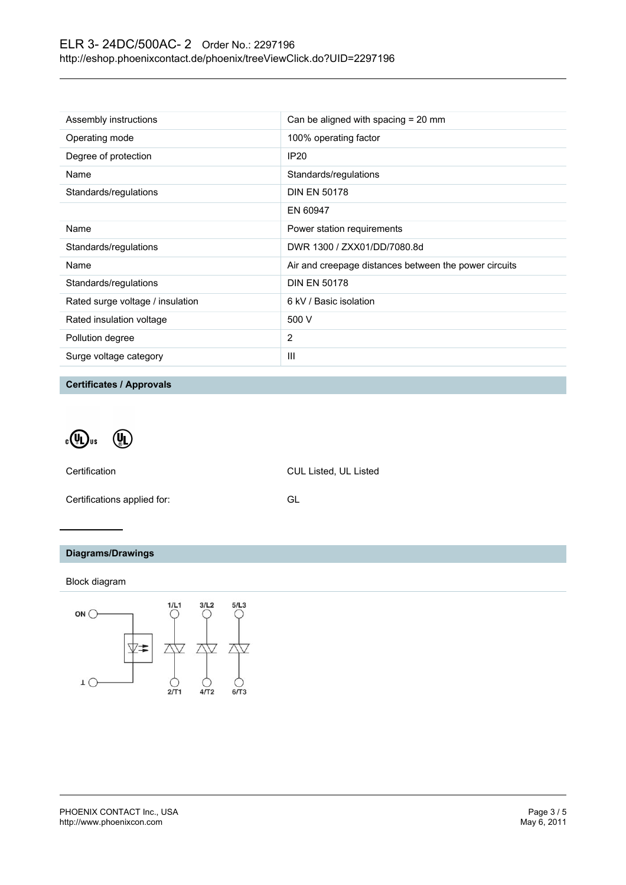| | |
|---|---|
| Assembly instructions | Can be aligned with spacing = 20 mm |
| Operating mode | 100% operating factor |
| Degree of protection | IP20 |
| Name | Standards/regulations |
| Standards/regulations | DIN EN 50178 |
| | EN 60947 |
| Name | Power station requirements |
| Standards/regulations | DWR 1300 / ZXX01/DD/7080.8d |
| Name | Air and creepage distances between the power circuits |
| Standards/regulations | DIN EN 50178 |
| Rated surge voltage / insulation | 6 kV / Basic isolation |
| Rated insulation voltage | 500 V |
| Pollution degree | 2 |
| Surge voltage category | III |

## Certificates / Approvals

| | |
|---|---|
| Certification | CUL Listed, UL Listed |
| Certifications applied for: | GL |

## Diagrams/Drawings

Block diagram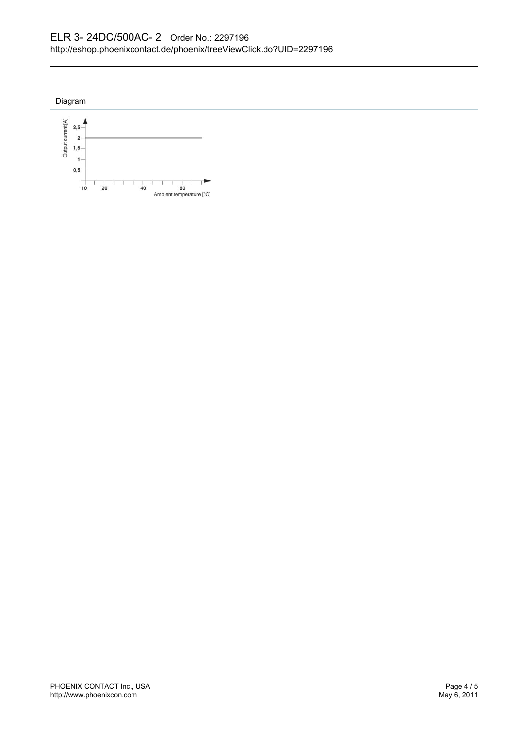## Diagram

Output current [A]

2,5
2
1,5
1
0,5

10 20 40 60

Ambient temperature [°C]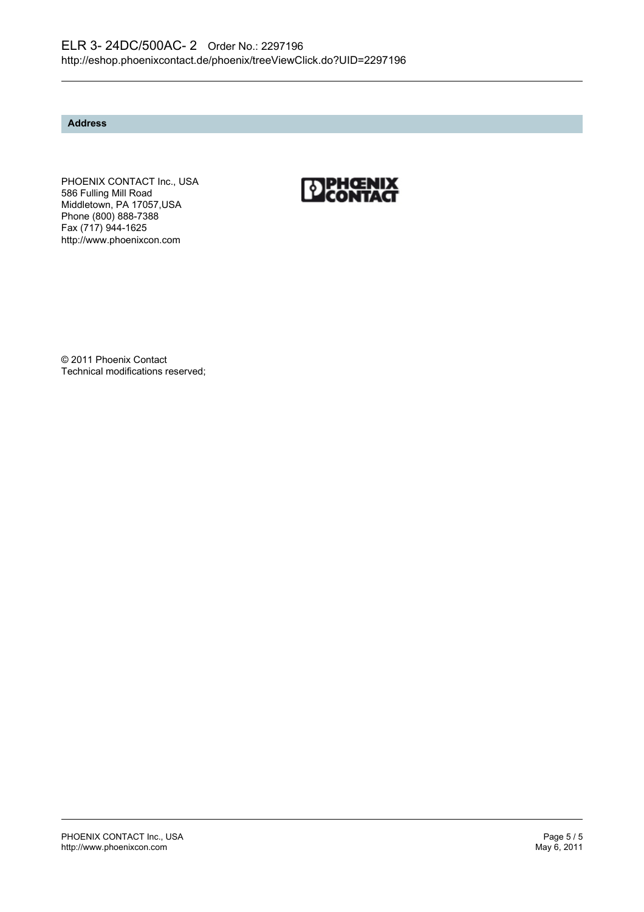## Address

PHOENIX CONTACT Inc., USA
586 Fulling Mill Road
Middletown, PA 17057,USA
Phone (800) 888-7388
Fax (717) 944-1625
http://www.phoenixcon.com

© 2011 Phoenix Contact
Technical modifications reserved;